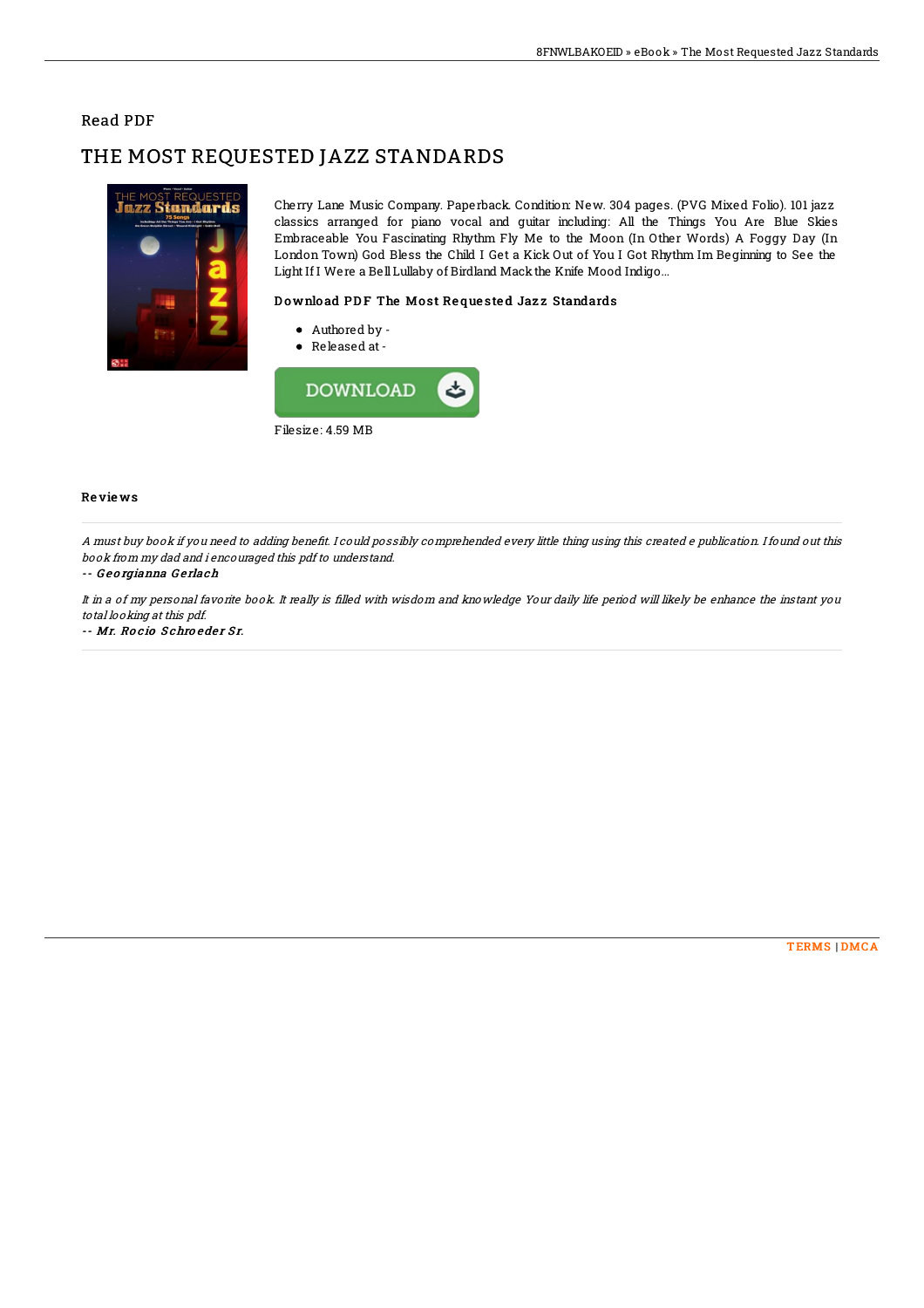Read PDF

# THE MOST REQUESTED JAZZ STANDARDS

Cherry Lane Music Company. Paperback. Condition: New. 304 pages. (PVG Mixed Folio). 101 jazz classics arranged for piano vocal and guitar including: All the Things You Are Blue Skies Embraceable You Fascinating Rhythm Fly Me to the Moon (In Other Words) A Foggy Day (In London Town) God Bless the Child I Get a Kick Out of You I Got Rhythm Im Beginning to See the Light If I Were a Bell Lullaby of Birdland Mack the Knife Mood Indigo...

### Download PDF The Most Requested Jazz Standards

- Authored by -
- Released at -

DOWNLOAD

Filesize: 4.59 MB

### Reviews

*A must buy book if you need to adding benefit. I could possibly comprehended every little thing using this created e publication. I found out this book from my dad and i encouraged this pdf to understand.*

-- ***Georgianna Gerlach***

*It in a of my personal favorite book. It really is filled with wisdom and knowledge Your daily life period will likely be enhance the instant you total looking at this pdf.*

-- ***Mr. Rocio Schroeder Sr.***

TERMS | DMCA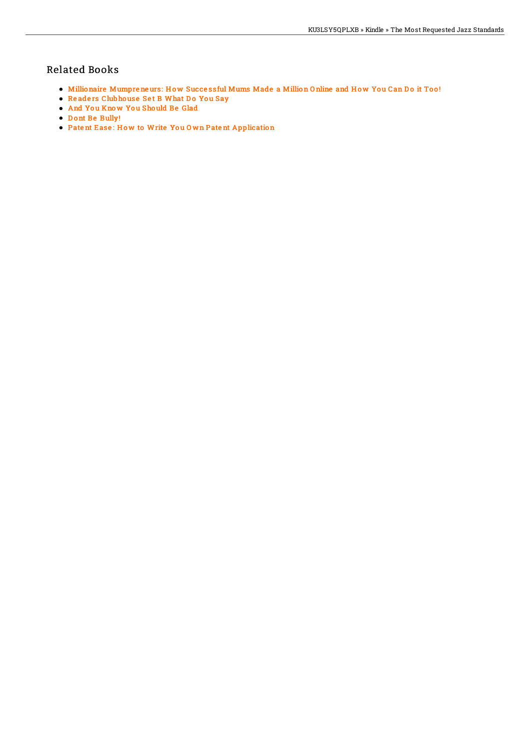## Related Books

- Millionaire Mumpreneurs: How Successful Mums Made a Million Online and How You Can Do it Too!
- Readers Clubhouse Set B What Do You Say
- And You Know You Should Be Glad
- Dont Be Bully!
- Patent Ease: How to Write You Own Patent Application